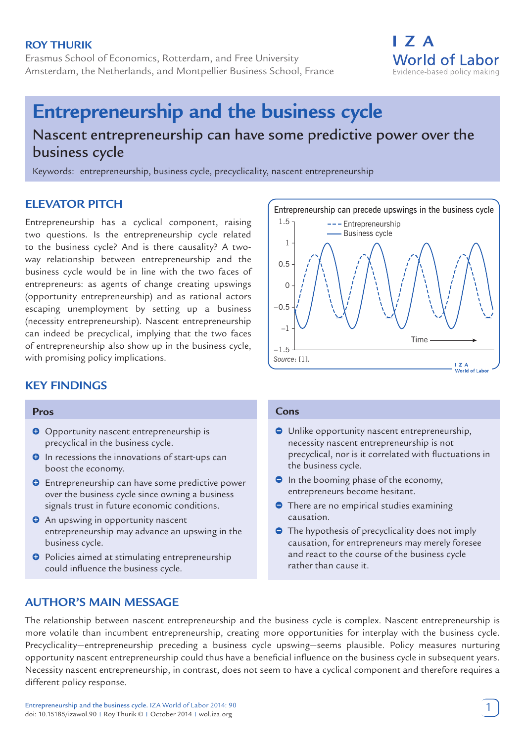**ROY THURIK**

Erasmus School of Economics, Rotterdam, and Free University Amsterdam, the Netherlands, and Montpellier Business School, France

# Entrepreneurship and the business cycle

## Nascent entrepreneurship can have some predictive power over the business cycle

Keywords: entrepreneurship, business cycle, precyclicality, nascent entrepreneurship

## ELEVATOR PITCH

Entrepreneurship has a cyclical component, raising two questions. Is the entrepreneurship cycle related to the business cycle? And is there causality? A two-way relationship between entrepreneurship and the business cycle would be in line with the two faces of entrepreneurs: as agents of change creating upswings (opportunity entrepreneurship) and as rational actors escaping unemployment by setting up a business (necessity entrepreneurship). Nascent entrepreneurship can indeed be precyclical, implying that the two faces of entrepreneurship also show up in the business cycle, with promising policy implications.

Entrepreneurship can precede upswings in the business cycle

Source: [1].

## KEY FINDINGS

### Pros

- Opportunity nascent entrepreneurship is precyclical in the business cycle.
- In recessions the innovations of start-ups can boost the economy.
- Entrepreneurship can have some predictive power over the business cycle since owning a business signals trust in future economic conditions.
- An upswing in opportunity nascent entrepreneurship may advance an upswing in the business cycle.
- Policies aimed at stimulating entrepreneurship could influence the business cycle.

### Cons

- Unlike opportunity nascent entrepreneurship, necessity nascent entrepreneurship is not precyclical, nor is it correlated with fluctuations in the business cycle.
- In the booming phase of the economy, entrepreneurs become hesitant.
- There are no empirical studies examining causation.
- The hypothesis of precyclicality does not imply causation, for entrepreneurs may merely foresee and react to the course of the business cycle rather than cause it.

## AUTHOR'S MAIN MESSAGE

The relationship between nascent entrepreneurship and the business cycle is complex. Nascent entrepreneurship is more volatile than incumbent entrepreneurship, creating more opportunities for interplay with the business cycle. Precyclicality—entrepreneurship preceding a business cycle upswing—seems plausible. Policy measures nurturing opportunity nascent entrepreneurship could thus have a beneficial influence on the business cycle in subsequent years. Necessity nascent entrepreneurship, in contrast, does not seem to have a cyclical component and therefore requires a different policy response.

Entrepreneurship and the business cycle. IZA World of Labor 2014: 90
doi: 10.15185/izawol.90 | Roy Thurik © | October 2014 | wol.iza.org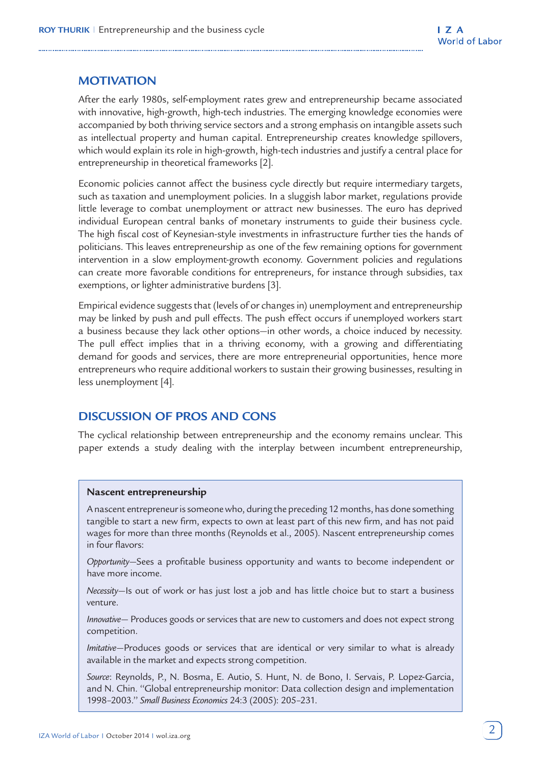## MOTIVATION

After the early 1980s, self-employment rates grew and entrepreneurship became associated with innovative, high-growth, high-tech industries. The emerging knowledge economies were accompanied by both thriving service sectors and a strong emphasis on intangible assets such as intellectual property and human capital. Entrepreneurship creates knowledge spillovers, which would explain its role in high-growth, high-tech industries and justify a central place for entrepreneurship in theoretical frameworks [2].

Economic policies cannot affect the business cycle directly but require intermediary targets, such as taxation and unemployment policies. In a sluggish labor market, regulations provide little leverage to combat unemployment or attract new businesses. The euro has deprived individual European central banks of monetary instruments to guide their business cycle. The high fiscal cost of Keynesian-style investments in infrastructure further ties the hands of politicians. This leaves entrepreneurship as one of the few remaining options for government intervention in a slow employment-growth economy. Government policies and regulations can create more favorable conditions for entrepreneurs, for instance through subsidies, tax exemptions, or lighter administrative burdens [3].

Empirical evidence suggests that (levels of or changes in) unemployment and entrepreneurship may be linked by push and pull effects. The push effect occurs if unemployed workers start a business because they lack other options—in other words, a choice induced by necessity. The pull effect implies that in a thriving economy, with a growing and differentiating demand for goods and services, there are more entrepreneurial opportunities, hence more entrepreneurs who require additional workers to sustain their growing businesses, resulting in less unemployment [4].

## DISCUSSION OF PROS AND CONS

The cyclical relationship between entrepreneurship and the economy remains unclear. This paper extends a study dealing with the interplay between incumbent entrepreneurship,

**Nascent entrepreneurship**

A nascent entrepreneur is someone who, during the preceding 12 months, has done something tangible to start a new firm, expects to own at least part of this new firm, and has not paid wages for more than three months (Reynolds et al., 2005). Nascent entrepreneurship comes in four flavors:

*Opportunity*—Sees a profitable business opportunity and wants to become independent or have more income.

*Necessity*—Is out of work or has just lost a job and has little choice but to start a business venture.

*Innovative*— Produces goods or services that are new to customers and does not expect strong competition.

*Imitative*—Produces goods or services that are identical or very similar to what is already available in the market and expects strong competition.

*Source*: Reynolds, P., N. Bosma, E. Autio, S. Hunt, N. de Bono, I. Servais, P. Lopez-Garcia, and N. Chin. "Global entrepreneurship monitor: Data collection design and implementation 1998–2003." *Small Business Economics* 24:3 (2005): 205–231.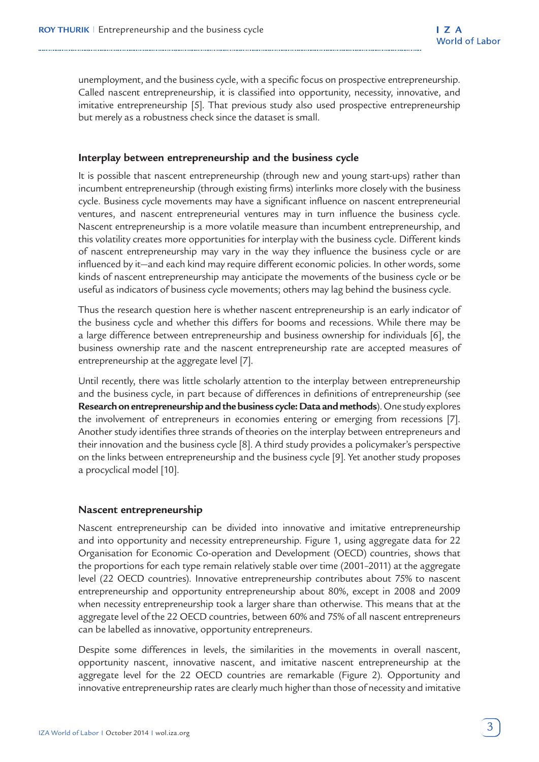unemployment, and the business cycle, with a specific focus on prospective entrepreneurship. Called nascent entrepreneurship, it is classified into opportunity, necessity, innovative, and imitative entrepreneurship [5]. That previous study also used prospective entrepreneurship but merely as a robustness check since the dataset is small.

### Interplay between entrepreneurship and the business cycle

It is possible that nascent entrepreneurship (through new and young start-ups) rather than incumbent entrepreneurship (through existing firms) interlinks more closely with the business cycle. Business cycle movements may have a significant influence on nascent entrepreneurial ventures, and nascent entrepreneurial ventures may in turn influence the business cycle. Nascent entrepreneurship is a more volatile measure than incumbent entrepreneurship, and this volatility creates more opportunities for interplay with the business cycle. Different kinds of nascent entrepreneurship may vary in the way they influence the business cycle or are influenced by it—and each kind may require different economic policies. In other words, some kinds of nascent entrepreneurship may anticipate the movements of the business cycle or be useful as indicators of business cycle movements; others may lag behind the business cycle.

Thus the research question here is whether nascent entrepreneurship is an early indicator of the business cycle and whether this differs for booms and recessions. While there may be a large difference between entrepreneurship and business ownership for individuals [6], the business ownership rate and the nascent entrepreneurship rate are accepted measures of entrepreneurship at the aggregate level [7].

Until recently, there was little scholarly attention to the interplay between entrepreneurship and the business cycle, in part because of differences in definitions of entrepreneurship (see **Research on entrepreneurship and the business cycle: Data and methods**). One study explores the involvement of entrepreneurs in economies entering or emerging from recessions [7]. Another study identifies three strands of theories on the interplay between entrepreneurs and their innovation and the business cycle [8]. A third study provides a policymaker's perspective on the links between entrepreneurship and the business cycle [9]. Yet another study proposes a procyclical model [10].

### Nascent entrepreneurship

Nascent entrepreneurship can be divided into innovative and imitative entrepreneurship and into opportunity and necessity entrepreneurship. Figure 1, using aggregate data for 22 Organisation for Economic Co-operation and Development (OECD) countries, shows that the proportions for each type remain relatively stable over time (2001–2011) at the aggregate level (22 OECD countries). Innovative entrepreneurship contributes about 75% to nascent entrepreneurship and opportunity entrepreneurship about 80%, except in 2008 and 2009 when necessity entrepreneurship took a larger share than otherwise. This means that at the aggregate level of the 22 OECD countries, between 60% and 75% of all nascent entrepreneurs can be labelled as innovative, opportunity entrepreneurs.

Despite some differences in levels, the similarities in the movements in overall nascent, opportunity nascent, innovative nascent, and imitative nascent entrepreneurship at the aggregate level for the 22 OECD countries are remarkable (Figure 2). Opportunity and innovative entrepreneurship rates are clearly much higher than those of necessity and imitative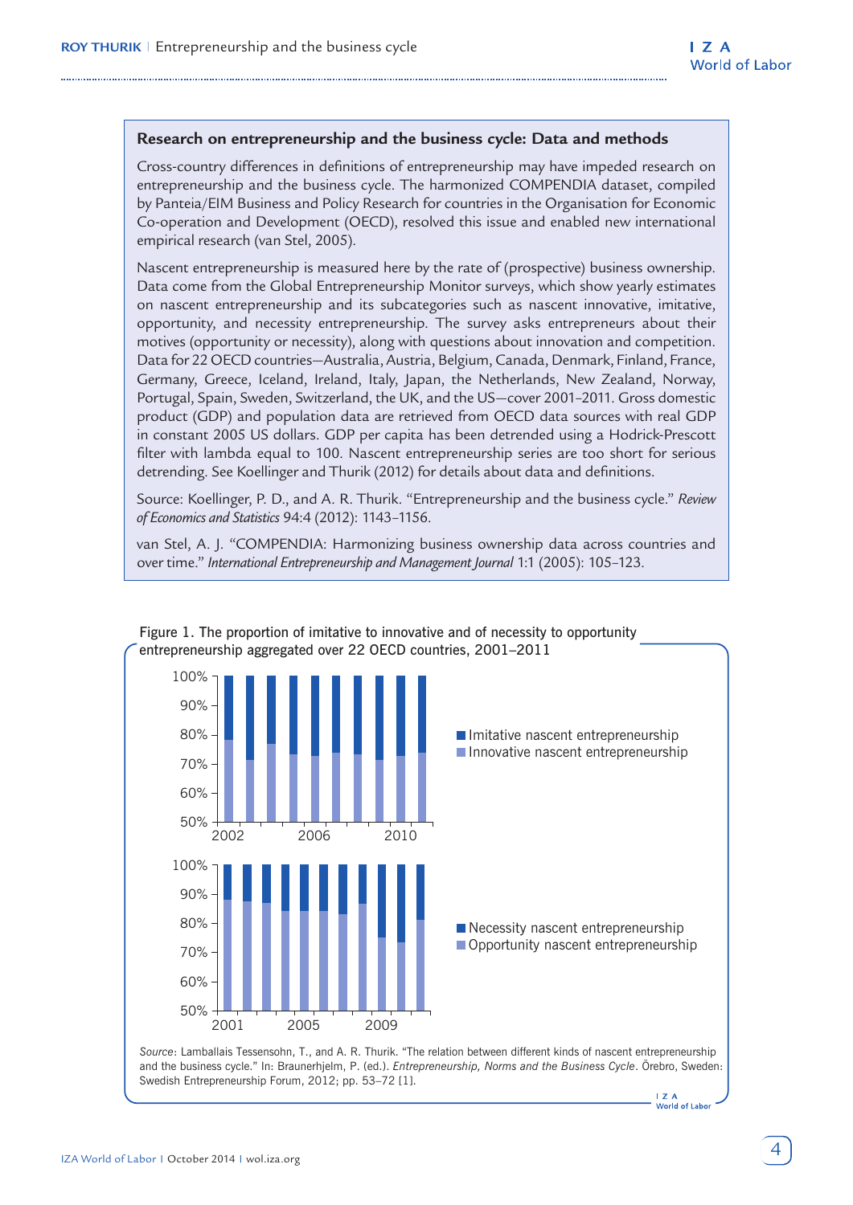### Research on entrepreneurship and the business cycle: Data and methods

Cross-country differences in definitions of entrepreneurship may have impeded research on entrepreneurship and the business cycle. The harmonized COMPENDIA dataset, compiled by Panteia/EIM Business and Policy Research for countries in the Organisation for Economic Co-operation and Development (OECD), resolved this issue and enabled new international empirical research (van Stel, 2005).

Nascent entrepreneurship is measured here by the rate of (prospective) business ownership. Data come from the Global Entrepreneurship Monitor surveys, which show yearly estimates on nascent entrepreneurship and its subcategories such as nascent innovative, imitative, opportunity, and necessity entrepreneurship. The survey asks entrepreneurs about their motives (opportunity or necessity), along with questions about innovation and competition. Data for 22 OECD countries—Australia, Austria, Belgium, Canada, Denmark, Finland, France, Germany, Greece, Iceland, Ireland, Italy, Japan, the Netherlands, New Zealand, Norway, Portugal, Spain, Sweden, Switzerland, the UK, and the US—cover 2001–2011. Gross domestic product (GDP) and population data are retrieved from OECD data sources with real GDP in constant 2005 US dollars. GDP per capita has been detrended using a Hodrick-Prescott filter with lambda equal to 100. Nascent entrepreneurship series are too short for serious detrending. See Koellinger and Thurik (2012) for details about data and definitions.

Source: Koellinger, P. D., and A. R. Thurik. "Entrepreneurship and the business cycle." *Review of Economics and Statistics* 94:4 (2012): 1143–1156.

van Stel, A. J. "COMPENDIA: Harmonizing business ownership data across countries and over time." *International Entrepreneurship and Management Journal* 1:1 (2005): 105–123.

Figure 1. The proportion of imitative to innovative and of necessity to opportunity entrepreneurship aggregated over 22 OECD countries, 2001–2011

*Source*: Lamballais Tessensohn, T., and A. R. Thurik. "The relation between different kinds of nascent entrepreneurship and the business cycle." In: Braunerhjelm, P. (ed.). *Entrepreneurship, Norms and the Business Cycle*. Örebro, Sweden: Swedish Entrepreneurship Forum, 2012; pp. 53–72 [1].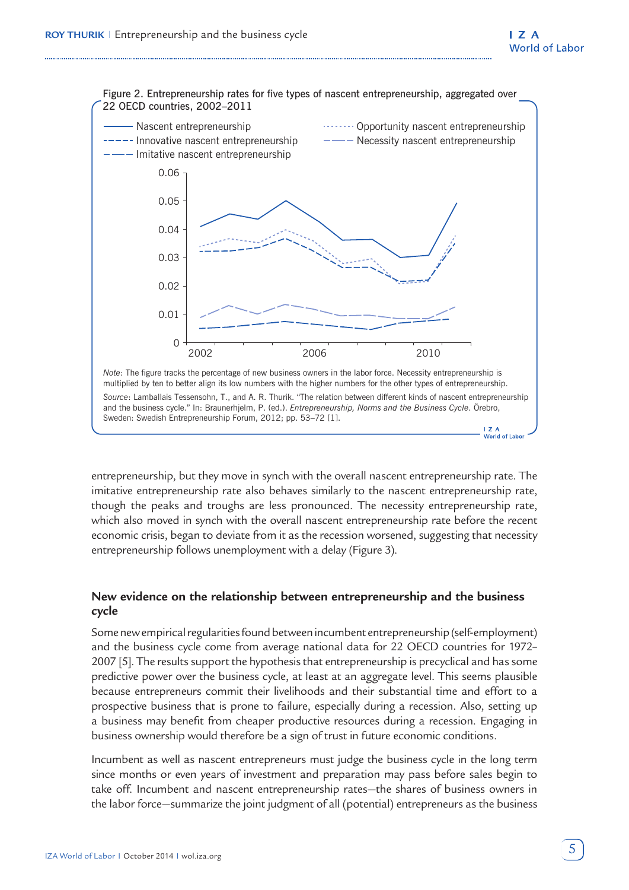Figure 2. Entrepreneurship rates for five types of nascent entrepreneurship, aggregated over 22 OECD countries, 2002–2011

*Note*: The figure tracks the percentage of new business owners in the labor force. Necessity entrepreneurship is multiplied by ten to better align its low numbers with the higher numbers for the other types of entrepreneurship.

*Source*: Lamballais Tessensohn, T., and A. R. Thurik. "The relation between different kinds of nascent entrepreneurship and the business cycle." In: Braunerhjelm, P. (ed.). *Entrepreneurship, Norms and the Business Cycle*. Örebro, Sweden: Swedish Entrepreneurship Forum, 2012; pp. 53–72 [1].

entrepreneurship, but they move in synch with the overall nascent entrepreneurship rate. The imitative entrepreneurship rate also behaves similarly to the nascent entrepreneurship rate, though the peaks and troughs are less pronounced. The necessity entrepreneurship rate, which also moved in synch with the overall nascent entrepreneurship rate before the recent economic crisis, began to deviate from it as the recession worsened, suggesting that necessity entrepreneurship follows unemployment with a delay (Figure 3).

## New evidence on the relationship between entrepreneurship and the business cycle

Some new empirical regularities found between incumbent entrepreneurship (self-employment) and the business cycle come from average national data for 22 OECD countries for 1972–2007 [5]. The results support the hypothesis that entrepreneurship is precyclical and has some predictive power over the business cycle, at least at an aggregate level. This seems plausible because entrepreneurs commit their livelihoods and their substantial time and effort to a prospective business that is prone to failure, especially during a recession. Also, setting up a business may benefit from cheaper productive resources during a recession. Engaging in business ownership would therefore be a sign of trust in future economic conditions.

Incumbent as well as nascent entrepreneurs must judge the business cycle in the long term since months or even years of investment and preparation may pass before sales begin to take off. Incumbent and nascent entrepreneurship rates—the shares of business owners in the labor force—summarize the joint judgment of all (potential) entrepreneurs as the business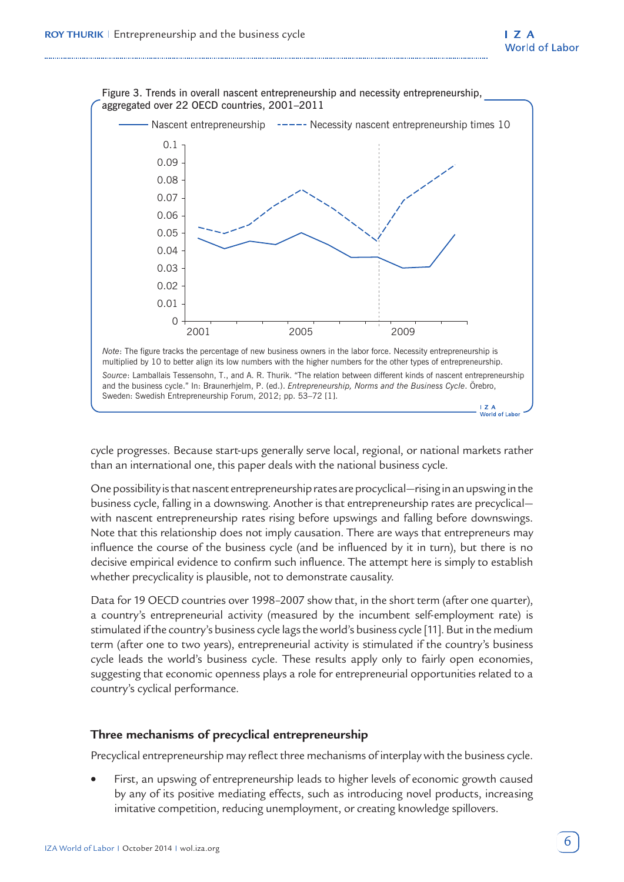Figure 3. Trends in overall nascent entrepreneurship and necessity entrepreneurship, aggregated over 22 OECD countries, 2001–2011

*Note*: The figure tracks the percentage of new business owners in the labor force. Necessity entrepreneurship is multiplied by 10 to better align its low numbers with the higher numbers for the other types of entrepreneurship.

*Source*: Lamballais Tessensohn, T., and A. R. Thurik. "The relation between different kinds of nascent entrepreneurship and the business cycle." In: Braunerhjelm, P. (ed.). *Entrepreneurship, Norms and the Business Cycle*. Örebro, Sweden: Swedish Entrepreneurship Forum, 2012; pp. 53–72 [1].

cycle progresses. Because start-ups generally serve local, regional, or national markets rather than an international one, this paper deals with the national business cycle.

One possibility is that nascent entrepreneurship rates are procyclical—rising in an upswing in the business cycle, falling in a downswing. Another is that entrepreneurship rates are precyclical—with nascent entrepreneurship rates rising before upswings and falling before downswings. Note that this relationship does not imply causation. There are ways that entrepreneurs may influence the course of the business cycle (and be influenced by it in turn), but there is no decisive empirical evidence to confirm such influence. The attempt here is simply to establish whether precyclicality is plausible, not to demonstrate causality.

Data for 19 OECD countries over 1998–2007 show that, in the short term (after one quarter), a country's entrepreneurial activity (measured by the incumbent self-employment rate) is stimulated if the country's business cycle lags the world's business cycle [11]. But in the medium term (after one to two years), entrepreneurial activity is stimulated if the country's business cycle leads the world's business cycle. These results apply only to fairly open economies, suggesting that economic openness plays a role for entrepreneurial opportunities related to a country's cyclical performance.

## Three mechanisms of precyclical entrepreneurship

Precyclical entrepreneurship may reflect three mechanisms of interplay with the business cycle.

- First, an upswing of entrepreneurship leads to higher levels of economic growth caused by any of its positive mediating effects, such as introducing novel products, increasing imitative competition, reducing unemployment, or creating knowledge spillovers.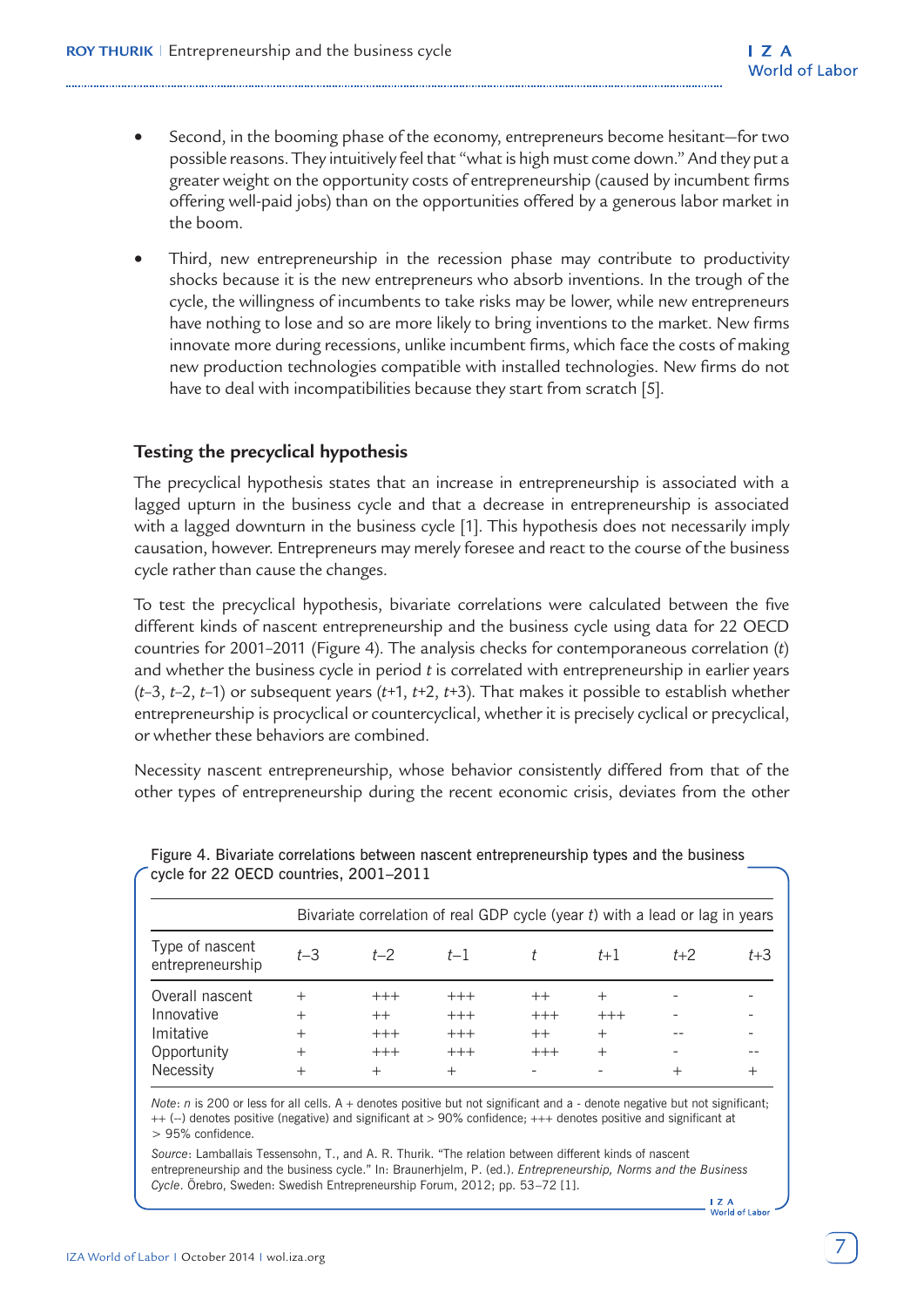- Second, in the booming phase of the economy, entrepreneurs become hesitant—for two possible reasons. They intuitively feel that "what is high must come down." And they put a greater weight on the opportunity costs of entrepreneurship (caused by incumbent firms offering well-paid jobs) than on the opportunities offered by a generous labor market in the boom.
- Third, new entrepreneurship in the recession phase may contribute to productivity shocks because it is the new entrepreneurs who absorb inventions. In the trough of the cycle, the willingness of incumbents to take risks may be lower, while new entrepreneurs have nothing to lose and so are more likely to bring inventions to the market. New firms innovate more during recessions, unlike incumbent firms, which face the costs of making new production technologies compatible with installed technologies. New firms do not have to deal with incompatibilities because they start from scratch [5].

## Testing the precyclical hypothesis

The precyclical hypothesis states that an increase in entrepreneurship is associated with a lagged upturn in the business cycle and that a decrease in entrepreneurship is associated with a lagged downturn in the business cycle [1]. This hypothesis does not necessarily imply causation, however. Entrepreneurs may merely foresee and react to the course of the business cycle rather than cause the changes.

To test the precyclical hypothesis, bivariate correlations were calculated between the five different kinds of nascent entrepreneurship and the business cycle using data for 22 OECD countries for 2001–2011 (Figure 4). The analysis checks for contemporaneous correlation ($t$) and whether the business cycle in period $t$ is correlated with entrepreneurship in earlier years ($t$–3, $t$–2, $t$–1) or subsequent years ($t$+1, $t$+2, $t$+3). That makes it possible to establish whether entrepreneurship is procyclical or countercyclical, whether it is precisely cyclical or precyclical, or whether these behaviors are combined.

Necessity nascent entrepreneurship, whose behavior consistently differed from that of the other types of entrepreneurship during the recent economic crisis, deviates from the other

Figure 4. Bivariate correlations between nascent entrepreneurship types and the business cycle for 22 OECD countries, 2001–2011

| Type of nascent entrepreneurship | Bivariate correlation of real GDP cycle (year $t$) with a lead or lag in years | | | | | | |
|---|---|---|---|---|---|---|---|
| | $t$–3 | $t$–2 | $t$–1 | $t$ | $t$+1 | $t$+2 | $t$+3 |
| Overall nascent | + | +++ | +++ | ++ | + | - | - |
| Innovative | + | ++ | +++ | +++ | +++ | - | - |
| Imitative | + | +++ | +++ | ++ | + | -- | - |
| Opportunity | + | +++ | +++ | +++ | + | - | -- |
| Necessity | + | + | + | - | - | + | + |

*Note*: $n$ is 200 or less for all cells. A + denotes positive but not significant and a - denote negative but not significant; ++ (--) denotes positive (negative) and significant at > 90% confidence; +++ denotes positive and significant at > 95% confidence.

*Source*: Lamballais Tessensohn, T., and A. R. Thurik. "The relation between different kinds of nascent entrepreneurship and the business cycle." In: Braunerhjelm, P. (ed.). *Entrepreneurship, Norms and the Business Cycle*. Örebro, Sweden: Swedish Entrepreneurship Forum, 2012; pp. 53–72 [1].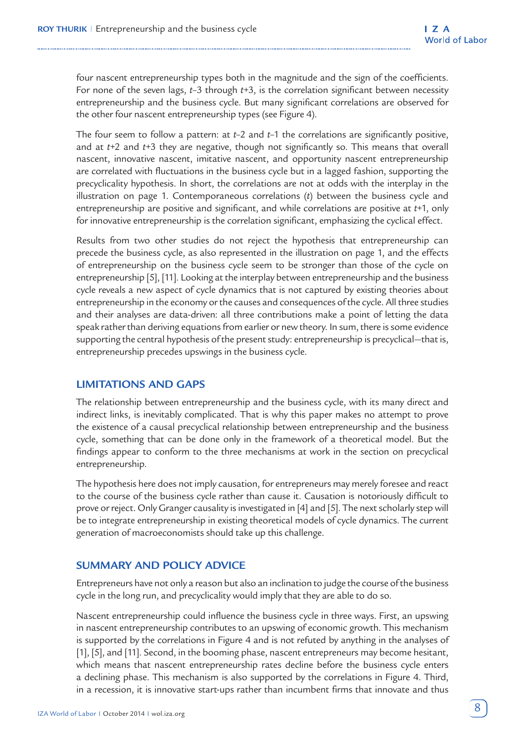four nascent entrepreneurship types both in the magnitude and the sign of the coefficients. For none of the seven lags, $t$–3 through $t$+3, is the correlation significant between necessity entrepreneurship and the business cycle. But many significant correlations are observed for the other four nascent entrepreneurship types (see Figure 4).

The four seem to follow a pattern: at $t$–2 and $t$–1 the correlations are significantly positive, and at $t$+2 and $t$+3 they are negative, though not significantly so. This means that overall nascent, innovative nascent, imitative nascent, and opportunity nascent entrepreneurship are correlated with fluctuations in the business cycle but in a lagged fashion, supporting the precyclicality hypothesis. In short, the correlations are not at odds with the interplay in the illustration on page 1. Contemporaneous correlations ($t$) between the business cycle and entrepreneurship are positive and significant, and while correlations are positive at $t$+1, only for innovative entrepreneurship is the correlation significant, emphasizing the cyclical effect.

Results from two other studies do not reject the hypothesis that entrepreneurship can precede the business cycle, as also represented in the illustration on page 1, and the effects of entrepreneurship on the business cycle seem to be stronger than those of the cycle on entrepreneurship [5], [11]. Looking at the interplay between entrepreneurship and the business cycle reveals a new aspect of cycle dynamics that is not captured by existing theories about entrepreneurship in the economy or the causes and consequences of the cycle. All three studies and their analyses are data-driven: all three contributions make a point of letting the data speak rather than deriving equations from earlier or new theory. In sum, there is some evidence supporting the central hypothesis of the present study: entrepreneurship is precyclical—that is, entrepreneurship precedes upswings in the business cycle.

## LIMITATIONS AND GAPS

The relationship between entrepreneurship and the business cycle, with its many direct and indirect links, is inevitably complicated. That is why this paper makes no attempt to prove the existence of a causal precyclical relationship between entrepreneurship and the business cycle, something that can be done only in the framework of a theoretical model. But the findings appear to conform to the three mechanisms at work in the section on precyclical entrepreneurship.

The hypothesis here does not imply causation, for entrepreneurs may merely foresee and react to the course of the business cycle rather than cause it. Causation is notoriously difficult to prove or reject. Only Granger causality is investigated in [4] and [5]. The next scholarly step will be to integrate entrepreneurship in existing theoretical models of cycle dynamics. The current generation of macroeconomists should take up this challenge.

## SUMMARY AND POLICY ADVICE

Entrepreneurs have not only a reason but also an inclination to judge the course of the business cycle in the long run, and precyclicality would imply that they are able to do so.

Nascent entrepreneurship could influence the business cycle in three ways. First, an upswing in nascent entrepreneurship contributes to an upswing of economic growth. This mechanism is supported by the correlations in Figure 4 and is not refuted by anything in the analyses of [1], [5], and [11]. Second, in the booming phase, nascent entrepreneurs may become hesitant, which means that nascent entrepreneurship rates decline before the business cycle enters a declining phase. This mechanism is also supported by the correlations in Figure 4. Third, in a recession, it is innovative start-ups rather than incumbent firms that innovate and thus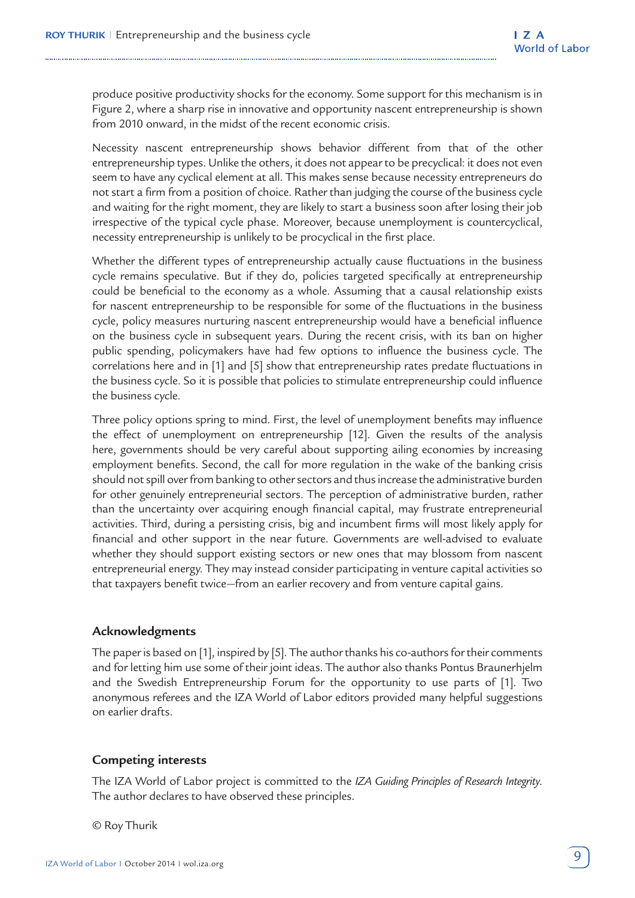produce positive productivity shocks for the economy. Some support for this mechanism is in Figure 2, where a sharp rise in innovative and opportunity nascent entrepreneurship is shown from 2010 onward, in the midst of the recent economic crisis.

Necessity nascent entrepreneurship shows behavior different from that of the other entrepreneurship types. Unlike the others, it does not appear to be precyclical: it does not even seem to have any cyclical element at all. This makes sense because necessity entrepreneurs do not start a firm from a position of choice. Rather than judging the course of the business cycle and waiting for the right moment, they are likely to start a business soon after losing their job irrespective of the typical cycle phase. Moreover, because unemployment is countercyclical, necessity entrepreneurship is unlikely to be procyclical in the first place.

Whether the different types of entrepreneurship actually cause fluctuations in the business cycle remains speculative. But if they do, policies targeted specifically at entrepreneurship could be beneficial to the economy as a whole. Assuming that a causal relationship exists for nascent entrepreneurship to be responsible for some of the fluctuations in the business cycle, policy measures nurturing nascent entrepreneurship would have a beneficial influence on the business cycle in subsequent years. During the recent crisis, with its ban on higher public spending, policymakers have had few options to influence the business cycle. The correlations here and in [1] and [5] show that entrepreneurship rates predate fluctuations in the business cycle. So it is possible that policies to stimulate entrepreneurship could influence the business cycle.

Three policy options spring to mind. First, the level of unemployment benefits may influence the effect of unemployment on entrepreneurship [12]. Given the results of the analysis here, governments should be very careful about supporting ailing economies by increasing employment benefits. Second, the call for more regulation in the wake of the banking crisis should not spill over from banking to other sectors and thus increase the administrative burden for other genuinely entrepreneurial sectors. The perception of administrative burden, rather than the uncertainty over acquiring enough financial capital, may frustrate entrepreneurial activities. Third, during a persisting crisis, big and incumbent firms will most likely apply for financial and other support in the near future. Governments are well-advised to evaluate whether they should support existing sectors or new ones that may blossom from nascent entrepreneurial energy. They may instead consider participating in venture capital activities so that taxpayers benefit twice—from an earlier recovery and from venture capital gains.

### Acknowledgments

The paper is based on [1], inspired by [5]. The author thanks his co-authors for their comments and for letting him use some of their joint ideas. The author also thanks Pontus Braunerhjelm and the Swedish Entrepreneurship Forum for the opportunity to use parts of [1]. Two anonymous referees and the IZA World of Labor editors provided many helpful suggestions on earlier drafts.

### Competing interests

The IZA World of Labor project is committed to the *IZA Guiding Principles of Research Integrity*. The author declares to have observed these principles.

© Roy Thurik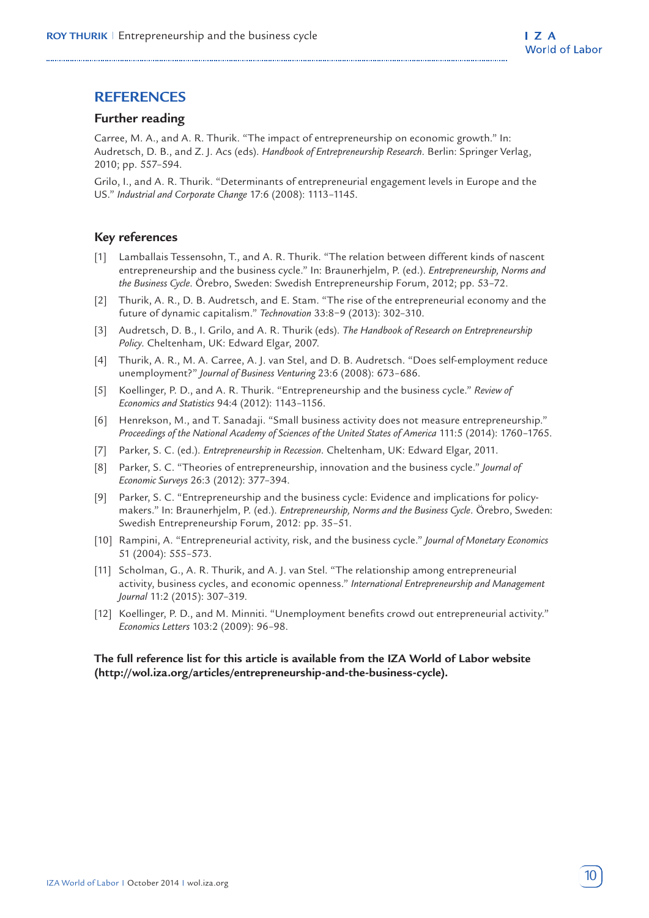## REFERENCES

### Further reading

Carree, M. A., and A. R. Thurik. "The impact of entrepreneurship on economic growth." In: Audretsch, D. B., and Z. J. Acs (eds). *Handbook of Entrepreneurship Research*. Berlin: Springer Verlag, 2010; pp. 557–594.

Grilo, I., and A. R. Thurik. "Determinants of entrepreneurial engagement levels in Europe and the US." *Industrial and Corporate Change* 17:6 (2008): 1113–1145.

### Key references

[1] Lamballais Tessensohn, T., and A. R. Thurik. "The relation between different kinds of nascent entrepreneurship and the business cycle." In: Braunerhjelm, P. (ed.). *Entrepreneurship, Norms and the Business Cycle*. Örebro, Sweden: Swedish Entrepreneurship Forum, 2012; pp. 53–72.

[2] Thurik, A. R., D. B. Audretsch, and E. Stam. "The rise of the entrepreneurial economy and the future of dynamic capitalism." *Technovation* 33:8–9 (2013): 302–310.

[3] Audretsch, D. B., I. Grilo, and A. R. Thurik (eds). *The Handbook of Research on Entrepreneurship Policy*. Cheltenham, UK: Edward Elgar, 2007.

[4] Thurik, A. R., M. A. Carree, A. J. van Stel, and D. B. Audretsch. "Does self-employment reduce unemployment?" *Journal of Business Venturing* 23:6 (2008): 673–686.

[5] Koellinger, P. D., and A. R. Thurik. "Entrepreneurship and the business cycle." *Review of Economics and Statistics* 94:4 (2012): 1143–1156.

[6] Henrekson, M., and T. Sanadaji. "Small business activity does not measure entrepreneurship." *Proceedings of the National Academy of Sciences of the United States of America* 111:5 (2014): 1760–1765.

[7] Parker, S. C. (ed.). *Entrepreneurship in Recession*. Cheltenham, UK: Edward Elgar, 2011.

[8] Parker, S. C. "Theories of entrepreneurship, innovation and the business cycle." *Journal of Economic Surveys* 26:3 (2012): 377–394.

[9] Parker, S. C. "Entrepreneurship and the business cycle: Evidence and implications for policy-makers." In: Braunerhjelm, P. (ed.). *Entrepreneurship, Norms and the Business Cycle*. Örebro, Sweden: Swedish Entrepreneurship Forum, 2012: pp. 35–51.

[10] Rampini, A. "Entrepreneurial activity, risk, and the business cycle." *Journal of Monetary Economics* 51 (2004): 555–573.

[11] Scholman, G., A. R. Thurik, and A. J. van Stel. "The relationship among entrepreneurial activity, business cycles, and economic openness." *International Entrepreneurship and Management Journal* 11:2 (2015): 307–319.

[12] Koellinger, P. D., and M. Minniti. "Unemployment benefits crowd out entrepreneurial activity." *Economics Letters* 103:2 (2009): 96–98.

**The full reference list for this article is available from the IZA World of Labor website (http://wol.iza.org/articles/entrepreneurship-and-the-business-cycle).**